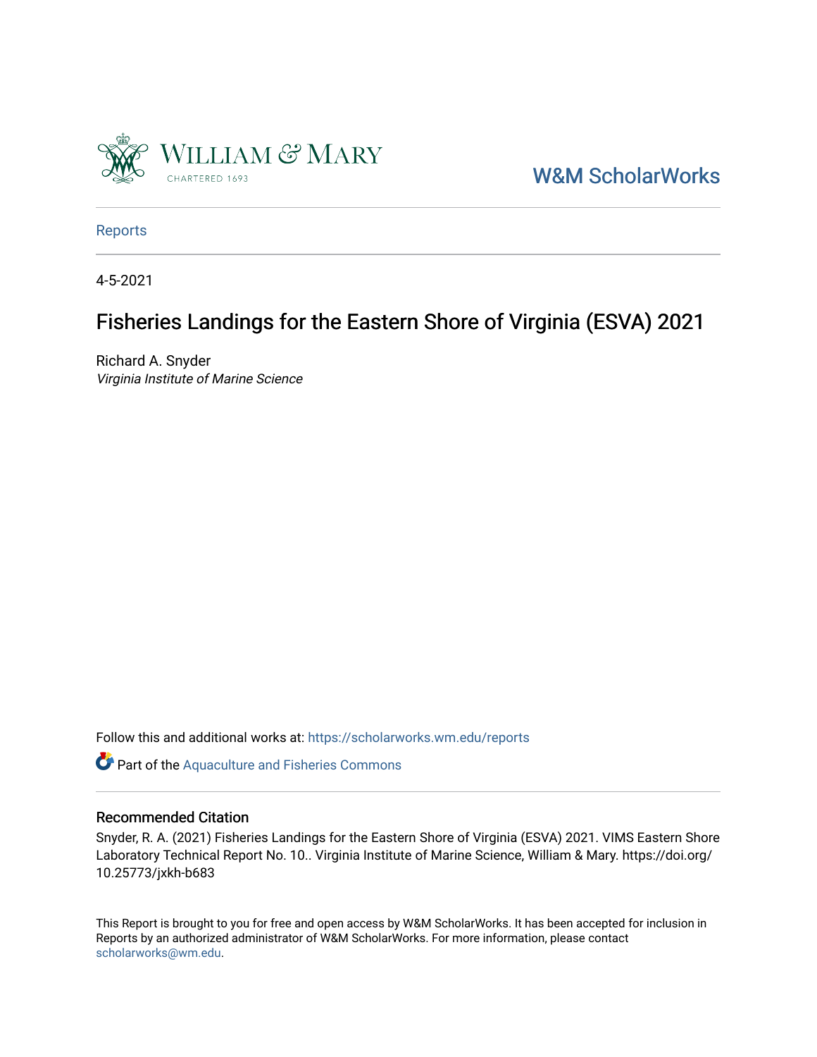William & Mary

CHARTERED 1693

W&M ScholarWorks

Reports

4-5-2021

# Fisheries Landings for the Eastern Shore of Virginia (ESVA) 2021

Richard A. Snyder
*Virginia Institute of Marine Science*

Follow this and additional works at: https://scholarworks.wm.edu/reports

Part of the Aquaculture and Fisheries Commons

## Recommended Citation

Snyder, R. A. (2021) Fisheries Landings for the Eastern Shore of Virginia (ESVA) 2021. VIMS Eastern Shore Laboratory Technical Report No. 10.. Virginia Institute of Marine Science, William & Mary. https://doi.org/10.25773/jxkh-b683

This Report is brought to you for free and open access by W&M ScholarWorks. It has been accepted for inclusion in Reports by an authorized administrator of W&M ScholarWorks. For more information, please contact scholarworks@wm.edu.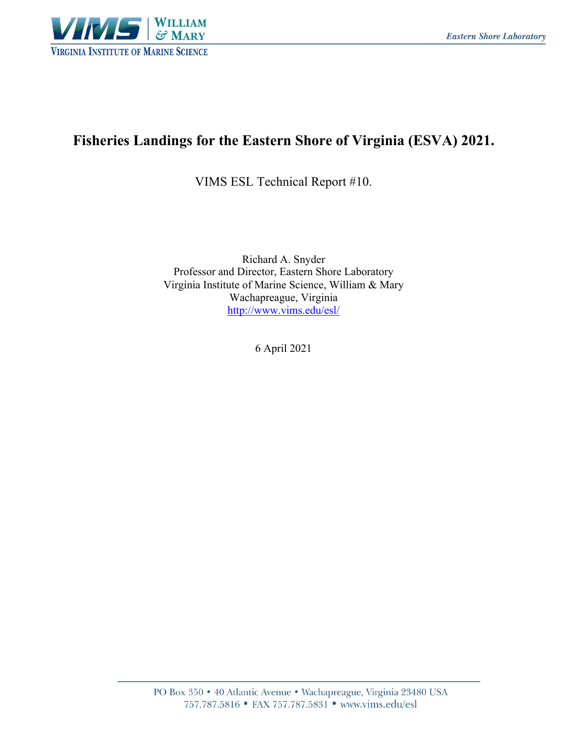# Fisheries Landings for the Eastern Shore of Virginia (ESVA) 2021.

VIMS ESL Technical Report #10.

Richard A. Snyder
Professor and Director, Eastern Shore Laboratory
Virginia Institute of Marine Science, William & Mary
Wachapreague, Virginia
http://www.vims.edu/esl/

6 April 2021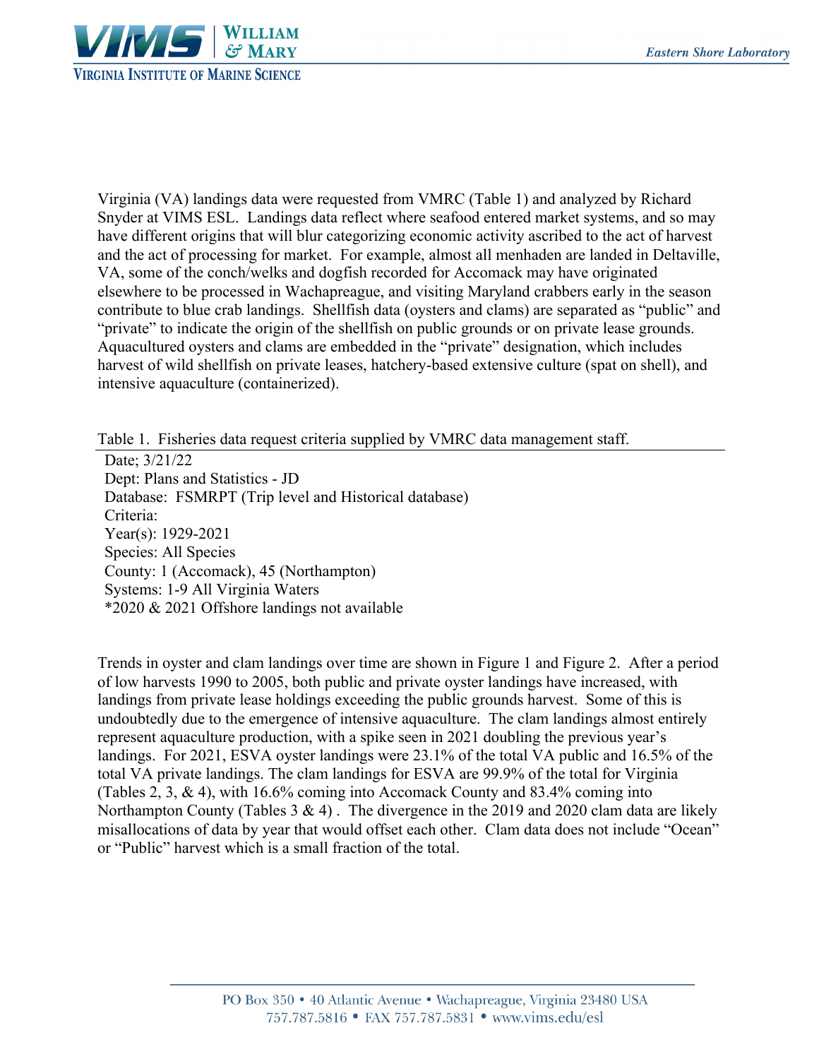Virginia (VA) landings data were requested from VMRC (Table 1) and analyzed by Richard Snyder at VIMS ESL. Landings data reflect where seafood entered market systems, and so may have different origins that will blur categorizing economic activity ascribed to the act of harvest and the act of processing for market. For example, almost all menhaden are landed in Deltaville, VA, some of the conch/welks and dogfish recorded for Accomack may have originated elsewhere to be processed in Wachapreague, and visiting Maryland crabbers early in the season contribute to blue crab landings. Shellfish data (oysters and clams) are separated as "public" and "private" to indicate the origin of the shellfish on public grounds or on private lease grounds. Aquacultured oysters and clams are embedded in the "private" designation, which includes harvest of wild shellfish on private leases, hatchery-based extensive culture (spat on shell), and intensive aquaculture (containerized).

Table 1. Fisheries data request criteria supplied by VMRC data management staff.

Date; 3/21/22
Dept: Plans and Statistics - JD
Database: FSMRPT (Trip level and Historical database)
Criteria:
Year(s): 1929-2021
Species: All Species
County: 1 (Accomack), 45 (Northampton)
Systems: 1-9 All Virginia Waters
*2020 & 2021 Offshore landings not available

Trends in oyster and clam landings over time are shown in Figure 1 and Figure 2. After a period of low harvests 1990 to 2005, both public and private oyster landings have increased, with landings from private lease holdings exceeding the public grounds harvest. Some of this is undoubtedly due to the emergence of intensive aquaculture. The clam landings almost entirely represent aquaculture production, with a spike seen in 2021 doubling the previous year's landings. For 2021, ESVA oyster landings were 23.1% of the total VA public and 16.5% of the total VA private landings. The clam landings for ESVA are 99.9% of the total for Virginia (Tables 2, 3, & 4), with 16.6% coming into Accomack County and 83.4% coming into Northampton County (Tables 3 & 4) . The divergence in the 2019 and 2020 clam data are likely misallocations of data by year that would offset each other. Clam data does not include "Ocean" or "Public" harvest which is a small fraction of the total.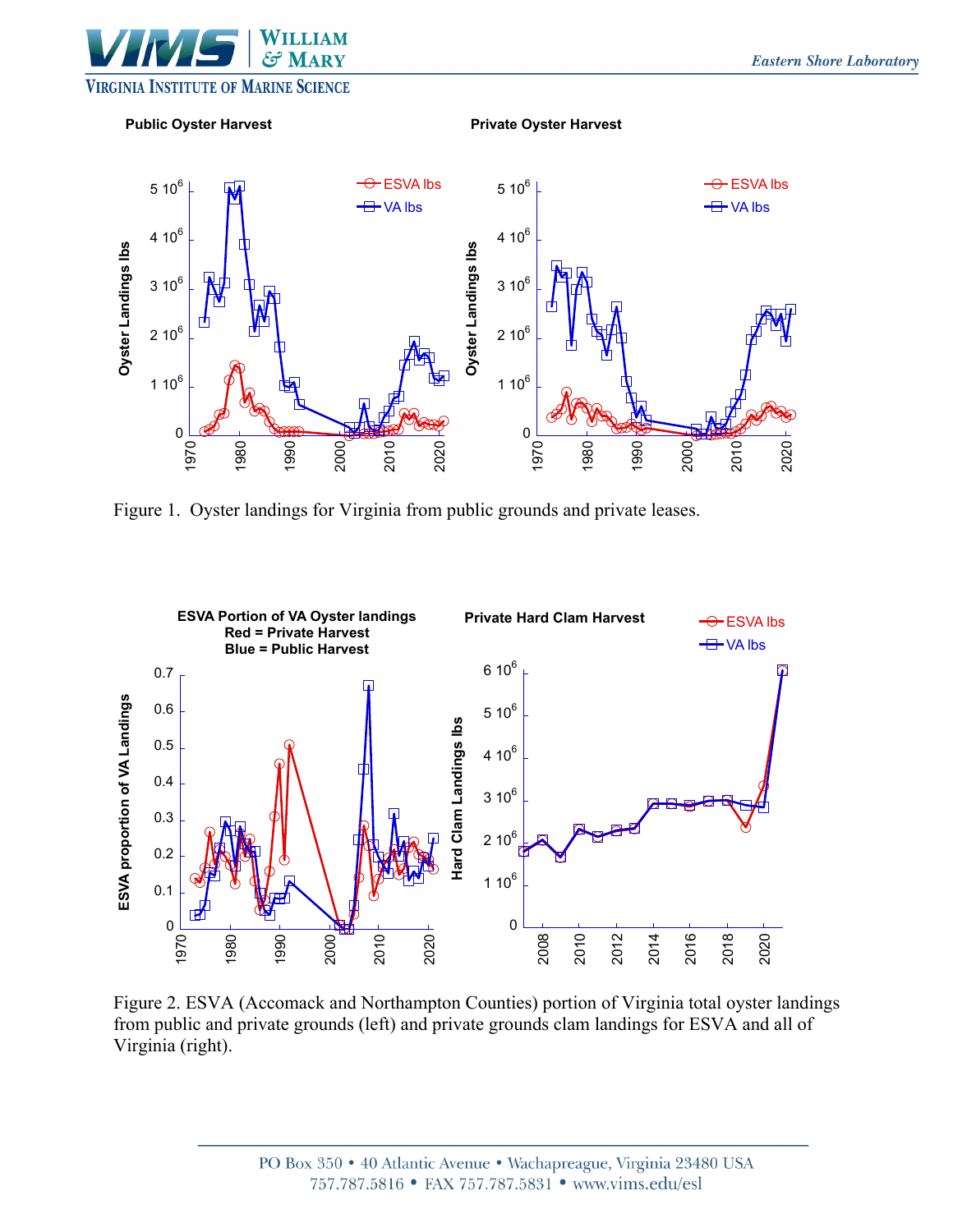Figure 1. Oyster landings for Virginia from public grounds and private leases.

Figure 2. ESVA (Accomack and Northampton Counties) portion of Virginia total oyster landings from public and private grounds (left) and private grounds clam landings for ESVA and all of Virginia (right).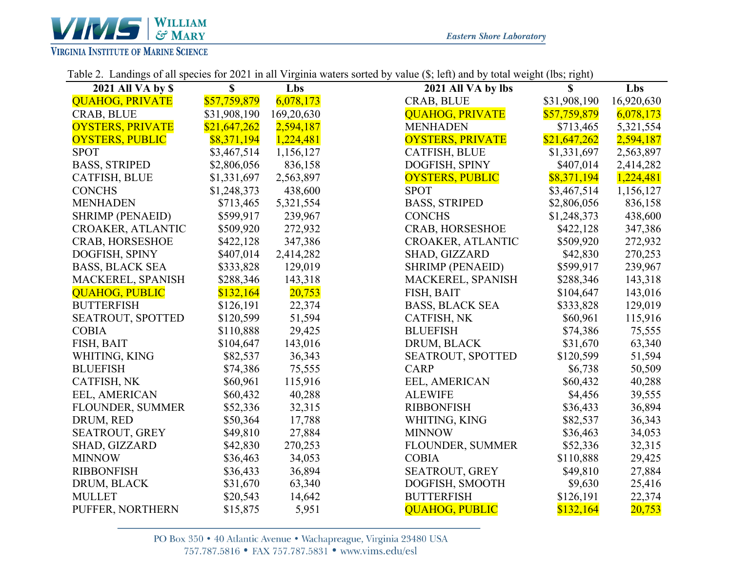Table 2. Landings of all species for 2021 in all Virginia waters sorted by value ($; left) and by total weight (lbs; right)

| 2021 All VA by $ | $ | Lbs | 2021 All VA by lbs | $ | Lbs |
|---|---|---|---|---|---|
| QUAHOG, PRIVATE | $57,759,879 | 6,078,173 | CRAB, BLUE | $31,908,190 | 16,920,630 |
| CRAB, BLUE | $31,908,190 | 169,20,630 | QUAHOG, PRIVATE | $57,759,879 | 6,078,173 |
| OYSTERS, PRIVATE | $21,647,262 | 2,594,187 | MENHADEN | $713,465 | 5,321,554 |
| OYSTERS, PUBLIC | $8,371,194 | 1,224,481 | OYSTERS, PRIVATE | $21,647,262 | 2,594,187 |
| SPOT | $3,467,514 | 1,156,127 | CATFISH, BLUE | $1,331,697 | 2,563,897 |
| BASS, STRIPED | $2,806,056 | 836,158 | DOGFISH, SPINY | $407,014 | 2,414,282 |
| CATFISH, BLUE | $1,331,697 | 2,563,897 | OYSTERS, PUBLIC | $8,371,194 | 1,224,481 |
| CONCHS | $1,248,373 | 438,600 | SPOT | $3,467,514 | 1,156,127 |
| MENHADEN | $713,465 | 5,321,554 | BASS, STRIPED | $2,806,056 | 836,158 |
| SHRIMP (PENAEID) | $599,917 | 239,967 | CONCHS | $1,248,373 | 438,600 |
| CROAKER, ATLANTIC | $509,920 | 272,932 | CRAB, HORSESHOE | $422,128 | 347,386 |
| CRAB, HORSESHOE | $422,128 | 347,386 | CROAKER, ATLANTIC | $509,920 | 272,932 |
| DOGFISH, SPINY | $407,014 | 2,414,282 | SHAD, GIZZARD | $42,830 | 270,253 |
| BASS, BLACK SEA | $333,828 | 129,019 | SHRIMP (PENAEID) | $599,917 | 239,967 |
| MACKEREL, SPANISH | $288,346 | 143,318 | MACKEREL, SPANISH | $288,346 | 143,318 |
| QUAHOG, PUBLIC | $132,164 | 20,753 | FISH, BAIT | $104,647 | 143,016 |
| BUTTERFISH | $126,191 | 22,374 | BASS, BLACK SEA | $333,828 | 129,019 |
| SEATROUT, SPOTTED | $120,599 | 51,594 | CATFISH, NK | $60,961 | 115,916 |
| COBIA | $110,888 | 29,425 | BLUEFISH | $74,386 | 75,555 |
| FISH, BAIT | $104,647 | 143,016 | DRUM, BLACK | $31,670 | 63,340 |
| WHITING, KING | $82,537 | 36,343 | SEATROUT, SPOTTED | $120,599 | 51,594 |
| BLUEFISH | $74,386 | 75,555 | CARP | $6,738 | 50,509 |
| CATFISH, NK | $60,961 | 115,916 | EEL, AMERICAN | $60,432 | 40,288 |
| EEL, AMERICAN | $60,432 | 40,288 | ALEWIFE | $4,456 | 39,555 |
| FLOUNDER, SUMMER | $52,336 | 32,315 | RIBBONFISH | $36,433 | 36,894 |
| DRUM, RED | $50,364 | 17,788 | WHITING, KING | $82,537 | 36,343 |
| SEATROUT, GREY | $49,810 | 27,884 | MINNOW | $36,463 | 34,053 |
| SHAD, GIZZARD | $42,830 | 270,253 | FLOUNDER, SUMMER | $52,336 | 32,315 |
| MINNOW | $36,463 | 34,053 | COBIA | $110,888 | 29,425 |
| RIBBONFISH | $36,433 | 36,894 | SEATROUT, GREY | $49,810 | 27,884 |
| DRUM, BLACK | $31,670 | 63,340 | DOGFISH, SMOOTH | $9,630 | 25,416 |
| MULLET | $20,543 | 14,642 | BUTTERFISH | $126,191 | 22,374 |
| PUFFER, NORTHERN | $15,875 | 5,951 | QUAHOG, PUBLIC | $132,164 | 20,753 |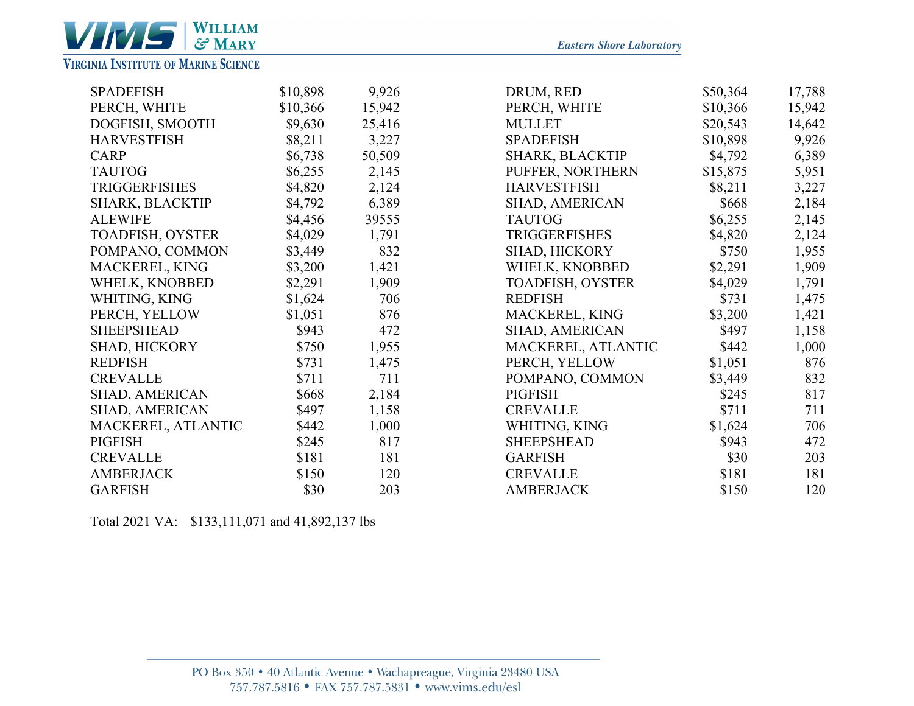| | | |
|---|---|---|
| SPADEFISH | $10,898 | 9,926 |
| PERCH, WHITE | $10,366 | 15,942 |
| DOGFISH, SMOOTH | $9,630 | 25,416 |
| HARVESTFISH | $8,211 | 3,227 |
| CARP | $6,738 | 50,509 |
| TAUTOG | $6,255 | 2,145 |
| TRIGGERFISHES | $4,820 | 2,124 |
| SHARK, BLACKTIP | $4,792 | 6,389 |
| ALEWIFE | $4,456 | 39555 |
| TOADFISH, OYSTER | $4,029 | 1,791 |
| POMPANO, COMMON | $3,449 | 832 |
| MACKEREL, KING | $3,200 | 1,421 |
| WHELK, KNOBBED | $2,291 | 1,909 |
| WHITING, KING | $1,624 | 706 |
| PERCH, YELLOW | $1,051 | 876 |
| SHEEPSHEAD | $943 | 472 |
| SHAD, HICKORY | $750 | 1,955 |
| REDFISH | $731 | 1,475 |
| CREVALLE | $711 | 711 |
| SHAD, AMERICAN | $668 | 2,184 |
| SHAD, AMERICAN | $497 | 1,158 |
| MACKEREL, ATLANTIC | $442 | 1,000 |
| PIGFISH | $245 | 817 |
| CREVALLE | $181 | 181 |
| AMBERJACK | $150 | 120 |
| GARFISH | $30 | 203 |

| | | |
|---|---|---|
| DRUM, RED | $50,364 | 17,788 |
| PERCH, WHITE | $10,366 | 15,942 |
| MULLET | $20,543 | 14,642 |
| SPADEFISH | $10,898 | 9,926 |
| SHARK, BLACKTIP | $4,792 | 6,389 |
| PUFFER, NORTHERN | $15,875 | 5,951 |
| HARVESTFISH | $8,211 | 3,227 |
| SHAD, AMERICAN | $668 | 2,184 |
| TAUTOG | $6,255 | 2,145 |
| TRIGGERFISHES | $4,820 | 2,124 |
| SHAD, HICKORY | $750 | 1,955 |
| WHELK, KNOBBED | $2,291 | 1,909 |
| TOADFISH, OYSTER | $4,029 | 1,791 |
| REDFISH | $731 | 1,475 |
| MACKEREL, KING | $3,200 | 1,421 |
| SHAD, AMERICAN | $497 | 1,158 |
| MACKEREL, ATLANTIC | $442 | 1,000 |
| PERCH, YELLOW | $1,051 | 876 |
| POMPANO, COMMON | $3,449 | 832 |
| PIGFISH | $245 | 817 |
| CREVALLE | $711 | 711 |
| WHITING, KING | $1,624 | 706 |
| SHEEPSHEAD | $943 | 472 |
| GARFISH | $30 | 203 |
| CREVALLE | $181 | 181 |
| AMBERJACK | $150 | 120 |

Total 2021 VA: $133,111,071 and 41,892,137 lbs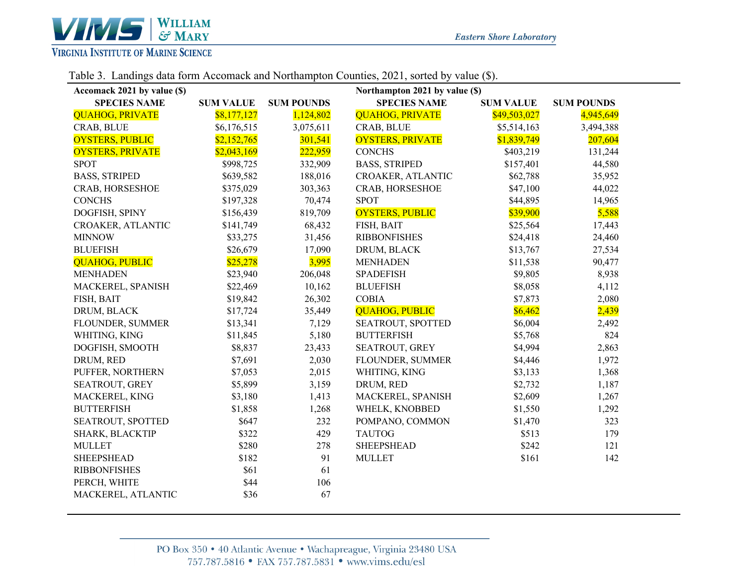Table 3. Landings data form Accomack and Northampton Counties, 2021, sorted by value ($).

**Accomack 2021 by value ($)**

| SPECIES NAME | SUM VALUE | SUM POUNDS |
|---|---|---|
| QUAHOG, PRIVATE | $8,177,127 | 1,124,802 |
| CRAB, BLUE | $6,176,515 | 3,075,611 |
| OYSTERS, PUBLIC | $2,152,765 | 301,541 |
| OYSTERS, PRIVATE | $2,043,169 | 222,959 |
| SPOT | $998,725 | 332,909 |
| BASS, STRIPED | $639,582 | 188,016 |
| CRAB, HORSESHOE | $375,029 | 303,363 |
| CONCHS | $197,328 | 70,474 |
| DOGFISH, SPINY | $156,439 | 819,709 |
| CROAKER, ATLANTIC | $141,749 | 68,432 |
| MINNOW | $33,275 | 31,456 |
| BLUEFISH | $26,679 | 17,090 |
| QUAHOG, PUBLIC | $25,278 | 3,995 |
| MENHADEN | $23,940 | 206,048 |
| MACKEREL, SPANISH | $22,469 | 10,162 |
| FISH, BAIT | $19,842 | 26,302 |
| DRUM, BLACK | $17,724 | 35,449 |
| FLOUNDER, SUMMER | $13,341 | 7,129 |
| WHITING, KING | $11,845 | 5,180 |
| DOGFISH, SMOOTH | $8,837 | 23,433 |
| DRUM, RED | $7,691 | 2,030 |
| PUFFER, NORTHERN | $7,053 | 2,015 |
| SEATROUT, GREY | $5,899 | 3,159 |
| MACKEREL, KING | $3,180 | 1,413 |
| BUTTERFISH | $1,858 | 1,268 |
| SEATROUT, SPOTTED | $647 | 232 |
| SHARK, BLACKTIP | $322 | 429 |
| MULLET | $280 | 278 |
| SHEEPSHEAD | $182 | 91 |
| RIBBONFISHES | $61 | 61 |
| PERCH, WHITE | $44 | 106 |
| MACKEREL, ATLANTIC | $36 | 67 |

**Northampton 2021 by value ($)**

| SPECIES NAME | SUM VALUE | SUM POUNDS |
|---|---|---|
| QUAHOG, PRIVATE | $49,503,027 | 4,945,649 |
| CRAB, BLUE | $5,514,163 | 3,494,388 |
| OYSTERS, PRIVATE | $1,839,749 | 207,604 |
| CONCHS | $403,219 | 131,244 |
| BASS, STRIPED | $157,401 | 44,580 |
| CROAKER, ATLANTIC | $62,788 | 35,952 |
| CRAB, HORSESHOE | $47,100 | 44,022 |
| SPOT | $44,895 | 14,965 |
| OYSTERS, PUBLIC | $39,900 | 5,588 |
| FISH, BAIT | $25,564 | 17,443 |
| RIBBONFISHES | $24,418 | 24,460 |
| DRUM, BLACK | $13,767 | 27,534 |
| MENHADEN | $11,538 | 90,477 |
| SPADEFISH | $9,805 | 8,938 |
| BLUEFISH | $8,058 | 4,112 |
| COBIA | $7,873 | 2,080 |
| QUAHOG, PUBLIC | $6,462 | 2,439 |
| SEATROUT, SPOTTED | $6,004 | 2,492 |
| BUTTERFISH | $5,768 | 824 |
| SEATROUT, GREY | $4,994 | 2,863 |
| FLOUNDER, SUMMER | $4,446 | 1,972 |
| WHITING, KING | $3,133 | 1,368 |
| DRUM, RED | $2,732 | 1,187 |
| MACKEREL, SPANISH | $2,609 | 1,267 |
| WHELK, KNOBBED | $1,550 | 1,292 |
| POMPANO, COMMON | $1,470 | 323 |
| TAUTOG | $513 | 179 |
| SHEEPSHEAD | $242 | 121 |
| MULLET | $161 | 142 |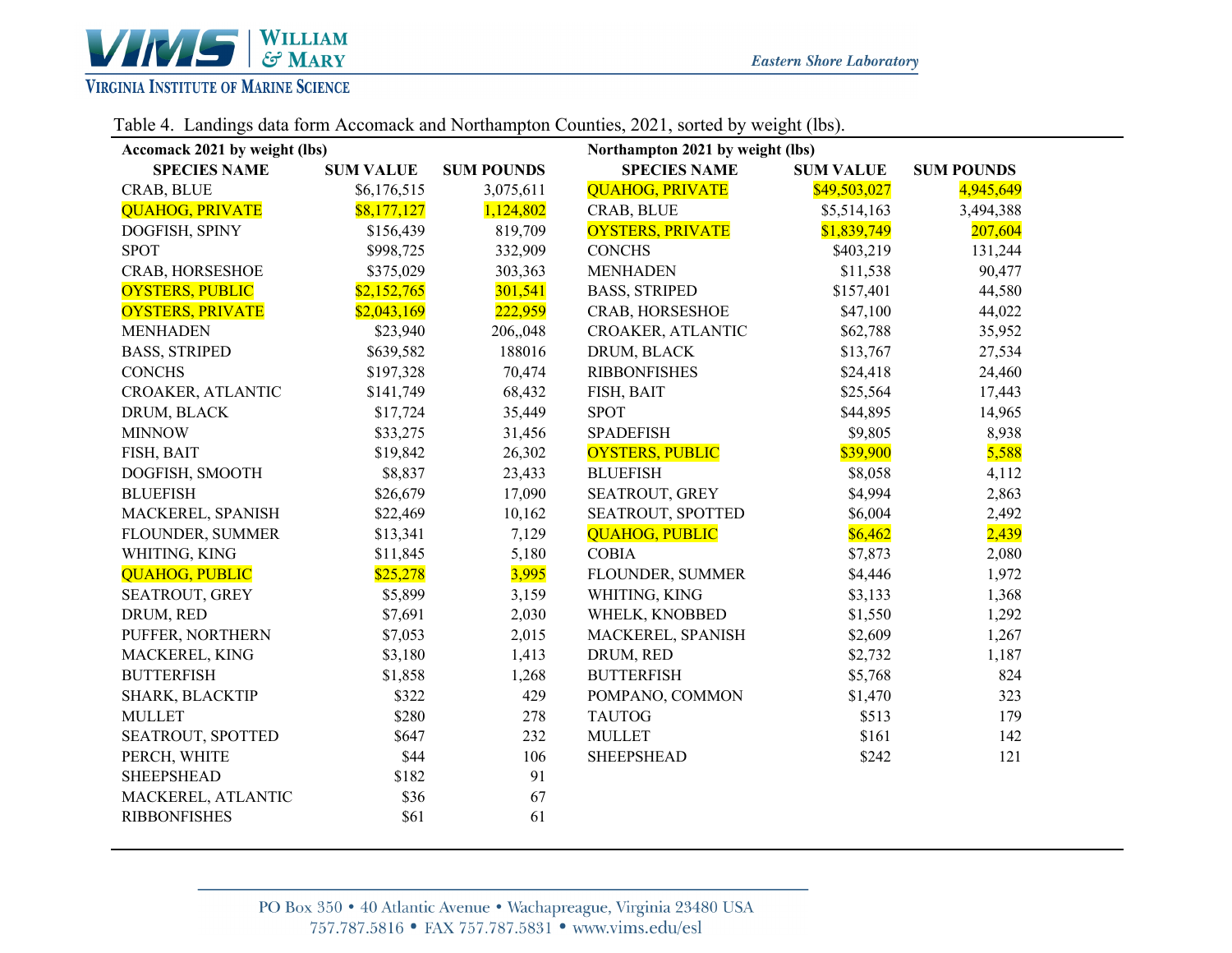Table 4. Landings data form Accomack and Northampton Counties, 2021, sorted by weight (lbs).

**Accomack 2021 by weight (lbs)**

| SPECIES NAME | SUM VALUE | SUM POUNDS |
|---|---|---|
| CRAB, BLUE | $6,176,515 | 3,075,611 |
| QUAHOG, PRIVATE | $8,177,127 | 1,124,802 |
| DOGFISH, SPINY | $156,439 | 819,709 |
| SPOT | $998,725 | 332,909 |
| CRAB, HORSESHOE | $375,029 | 303,363 |
| OYSTERS, PUBLIC | $2,152,765 | 301,541 |
| OYSTERS, PRIVATE | $2,043,169 | 222,959 |
| MENHADEN | $23,940 | 206,,048 |
| BASS, STRIPED | $639,582 | 188016 |
| CONCHS | $197,328 | 70,474 |
| CROAKER, ATLANTIC | $141,749 | 68,432 |
| DRUM, BLACK | $17,724 | 35,449 |
| MINNOW | $33,275 | 31,456 |
| FISH, BAIT | $19,842 | 26,302 |
| DOGFISH, SMOOTH | $8,837 | 23,433 |
| BLUEFISH | $26,679 | 17,090 |
| MACKEREL, SPANISH | $22,469 | 10,162 |
| FLOUNDER, SUMMER | $13,341 | 7,129 |
| WHITING, KING | $11,845 | 5,180 |
| QUAHOG, PUBLIC | $25,278 | 3,995 |
| SEATROUT, GREY | $5,899 | 3,159 |
| DRUM, RED | $7,691 | 2,030 |
| PUFFER, NORTHERN | $7,053 | 2,015 |
| MACKEREL, KING | $3,180 | 1,413 |
| BUTTERFISH | $1,858 | 1,268 |
| SHARK, BLACKTIP | $322 | 429 |
| MULLET | $280 | 278 |
| SEATROUT, SPOTTED | $647 | 232 |
| PERCH, WHITE | $44 | 106 |
| SHEEPSHEAD | $182 | 91 |
| MACKEREL, ATLANTIC | $36 | 67 |
| RIBBONFISHES | $61 | 61 |

**Northampton 2021 by weight (lbs)**

| SPECIES NAME | SUM VALUE | SUM POUNDS |
|---|---|---|
| QUAHOG, PRIVATE | $49,503,027 | 4,945,649 |
| CRAB, BLUE | $5,514,163 | 3,494,388 |
| OYSTERS, PRIVATE | $1,839,749 | 207,604 |
| CONCHS | $403,219 | 131,244 |
| MENHADEN | $11,538 | 90,477 |
| BASS, STRIPED | $157,401 | 44,580 |
| CRAB, HORSESHOE | $47,100 | 44,022 |
| CROAKER, ATLANTIC | $62,788 | 35,952 |
| DRUM, BLACK | $13,767 | 27,534 |
| RIBBONFISHES | $24,418 | 24,460 |
| FISH, BAIT | $25,564 | 17,443 |
| SPOT | $44,895 | 14,965 |
| SPADEFISH | $9,805 | 8,938 |
| OYSTERS, PUBLIC | $39,900 | 5,588 |
| BLUEFISH | $8,058 | 4,112 |
| SEATROUT, GREY | $4,994 | 2,863 |
| SEATROUT, SPOTTED | $6,004 | 2,492 |
| QUAHOG, PUBLIC | $6,462 | 2,439 |
| COBIA | $7,873 | 2,080 |
| FLOUNDER, SUMMER | $4,446 | 1,972 |
| WHITING, KING | $3,133 | 1,368 |
| WHELK, KNOBBED | $1,550 | 1,292 |
| MACKEREL, SPANISH | $2,609 | 1,267 |
| DRUM, RED | $2,732 | 1,187 |
| BUTTERFISH | $5,768 | 824 |
| POMPANO, COMMON | $1,470 | 323 |
| TAUTOG | $513 | 179 |
| MULLET | $161 | 142 |
| SHEEPSHEAD | $242 | 121 |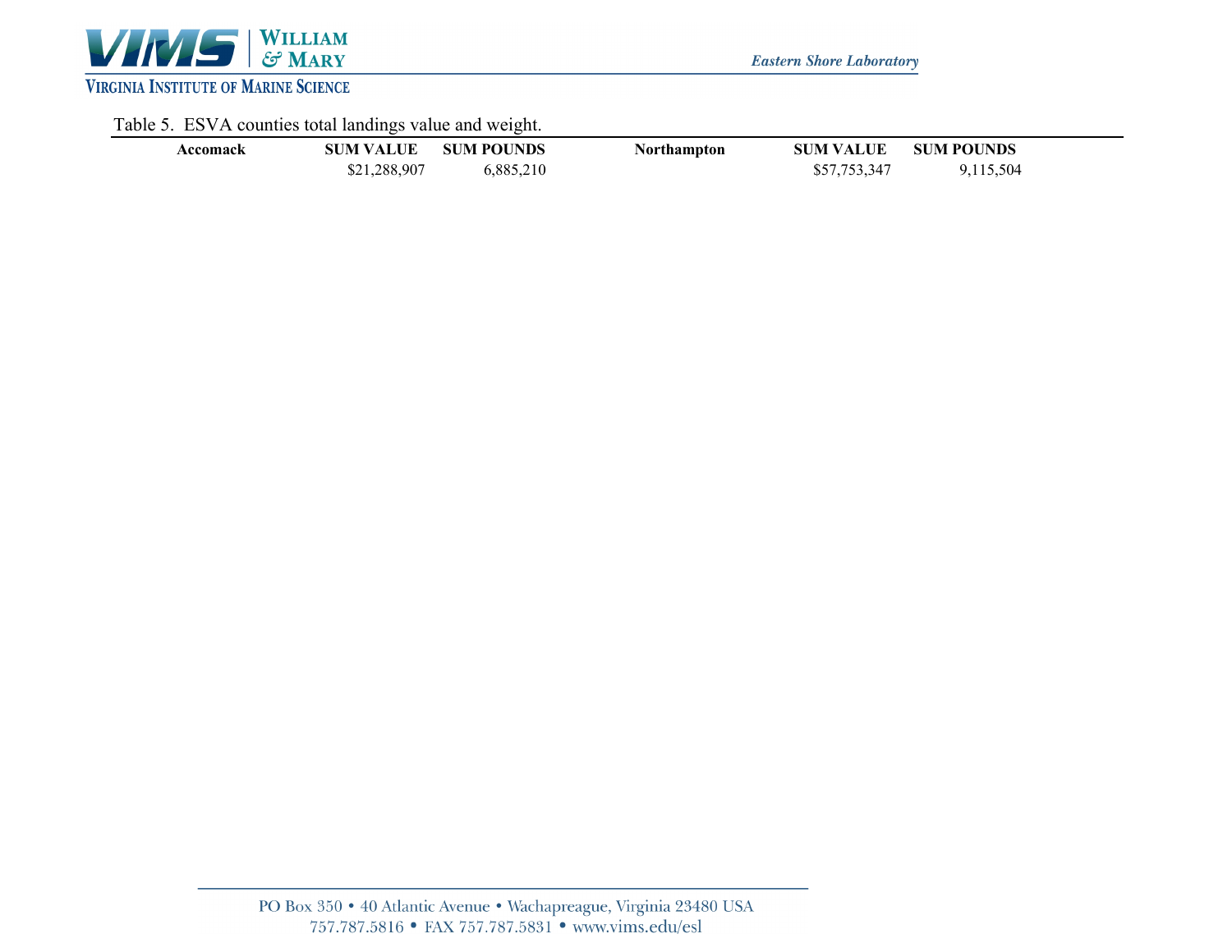Table 5. ESVA counties total landings value and weight.

| Accomack | SUM VALUE | SUM POUNDS | Northampton | SUM VALUE | SUM POUNDS |
|---|---|---|---|---|---|
| | $21,288,907 | 6,885,210 | | $57,753,347 | 9,115,504 |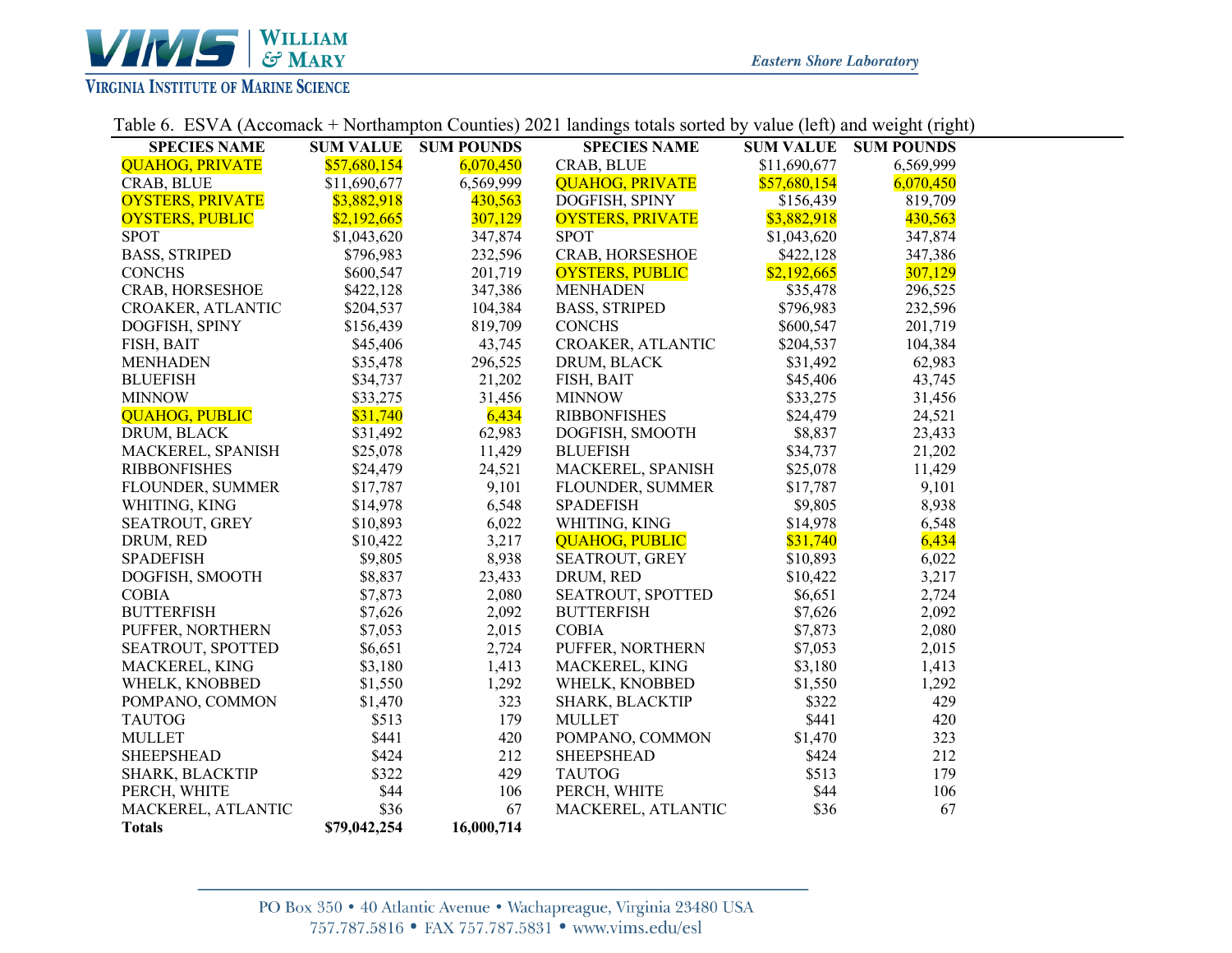Table 6. ESVA (Accomack + Northampton Counties) 2021 landings totals sorted by value (left) and weight (right)

| SPECIES NAME | SUM VALUE | SUM POUNDS | SPECIES NAME | SUM VALUE | SUM POUNDS |
|---|---|---|---|---|---|
| QUAHOG, PRIVATE | $57,680,154 | 6,070,450 | CRAB, BLUE | $11,690,677 | 6,569,999 |
| CRAB, BLUE | $11,690,677 | 6,569,999 | QUAHOG, PRIVATE | $57,680,154 | 6,070,450 |
| OYSTERS, PRIVATE | $3,882,918 | 430,563 | DOGFISH, SPINY | $156,439 | 819,709 |
| OYSTERS, PUBLIC | $2,192,665 | 307,129 | OYSTERS, PRIVATE | $3,882,918 | 430,563 |
| SPOT | $1,043,620 | 347,874 | SPOT | $1,043,620 | 347,874 |
| BASS, STRIPED | $796,983 | 232,596 | CRAB, HORSESHOE | $422,128 | 347,386 |
| CONCHS | $600,547 | 201,719 | OYSTERS, PUBLIC | $2,192,665 | 307,129 |
| CRAB, HORSESHOE | $422,128 | 347,386 | MENHADEN | $35,478 | 296,525 |
| CROAKER, ATLANTIC | $204,537 | 104,384 | BASS, STRIPED | $796,983 | 232,596 |
| DOGFISH, SPINY | $156,439 | 819,709 | CONCHS | $600,547 | 201,719 |
| FISH, BAIT | $45,406 | 43,745 | CROAKER, ATLANTIC | $204,537 | 104,384 |
| MENHADEN | $35,478 | 296,525 | DRUM, BLACK | $31,492 | 62,983 |
| BLUEFISH | $34,737 | 21,202 | FISH, BAIT | $45,406 | 43,745 |
| MINNOW | $33,275 | 31,456 | MINNOW | $33,275 | 31,456 |
| QUAHOG, PUBLIC | $31,740 | 6,434 | RIBBONFISHES | $24,479 | 24,521 |
| DRUM, BLACK | $31,492 | 62,983 | DOGFISH, SMOOTH | $8,837 | 23,433 |
| MACKEREL, SPANISH | $25,078 | 11,429 | BLUEFISH | $34,737 | 21,202 |
| RIBBONFISHES | $24,479 | 24,521 | MACKEREL, SPANISH | $25,078 | 11,429 |
| FLOUNDER, SUMMER | $17,787 | 9,101 | FLOUNDER, SUMMER | $17,787 | 9,101 |
| WHITING, KING | $14,978 | 6,548 | SPADEFISH | $9,805 | 8,938 |
| SEATROUT, GREY | $10,893 | 6,022 | WHITING, KING | $14,978 | 6,548 |
| DRUM, RED | $10,422 | 3,217 | QUAHOG, PUBLIC | $31,740 | 6,434 |
| SPADEFISH | $9,805 | 8,938 | SEATROUT, GREY | $10,893 | 6,022 |
| DOGFISH, SMOOTH | $8,837 | 23,433 | DRUM, RED | $10,422 | 3,217 |
| COBIA | $7,873 | 2,080 | SEATROUT, SPOTTED | $6,651 | 2,724 |
| BUTTERFISH | $7,626 | 2,092 | BUTTERFISH | $7,626 | 2,092 |
| PUFFER, NORTHERN | $7,053 | 2,015 | COBIA | $7,873 | 2,080 |
| SEATROUT, SPOTTED | $6,651 | 2,724 | PUFFER, NORTHERN | $7,053 | 2,015 |
| MACKEREL, KING | $3,180 | 1,413 | MACKEREL, KING | $3,180 | 1,413 |
| WHELK, KNOBBED | $1,550 | 1,292 | WHELK, KNOBBED | $1,550 | 1,292 |
| POMPANO, COMMON | $1,470 | 323 | SHARK, BLACKTIP | $322 | 429 |
| TAUTOG | $513 | 179 | MULLET | $441 | 420 |
| MULLET | $441 | 420 | POMPANO, COMMON | $1,470 | 323 |
| SHEEPSHEAD | $424 | 212 | SHEEPSHEAD | $424 | 212 |
| SHARK, BLACKTIP | $322 | 429 | TAUTOG | $513 | 179 |
| PERCH, WHITE | $44 | 106 | PERCH, WHITE | $44 | 106 |
| MACKEREL, ATLANTIC | $36 | 67 | MACKEREL, ATLANTIC | $36 | 67 |
| **Totals** | **$79,042,254** | **16,000,714** | | | |